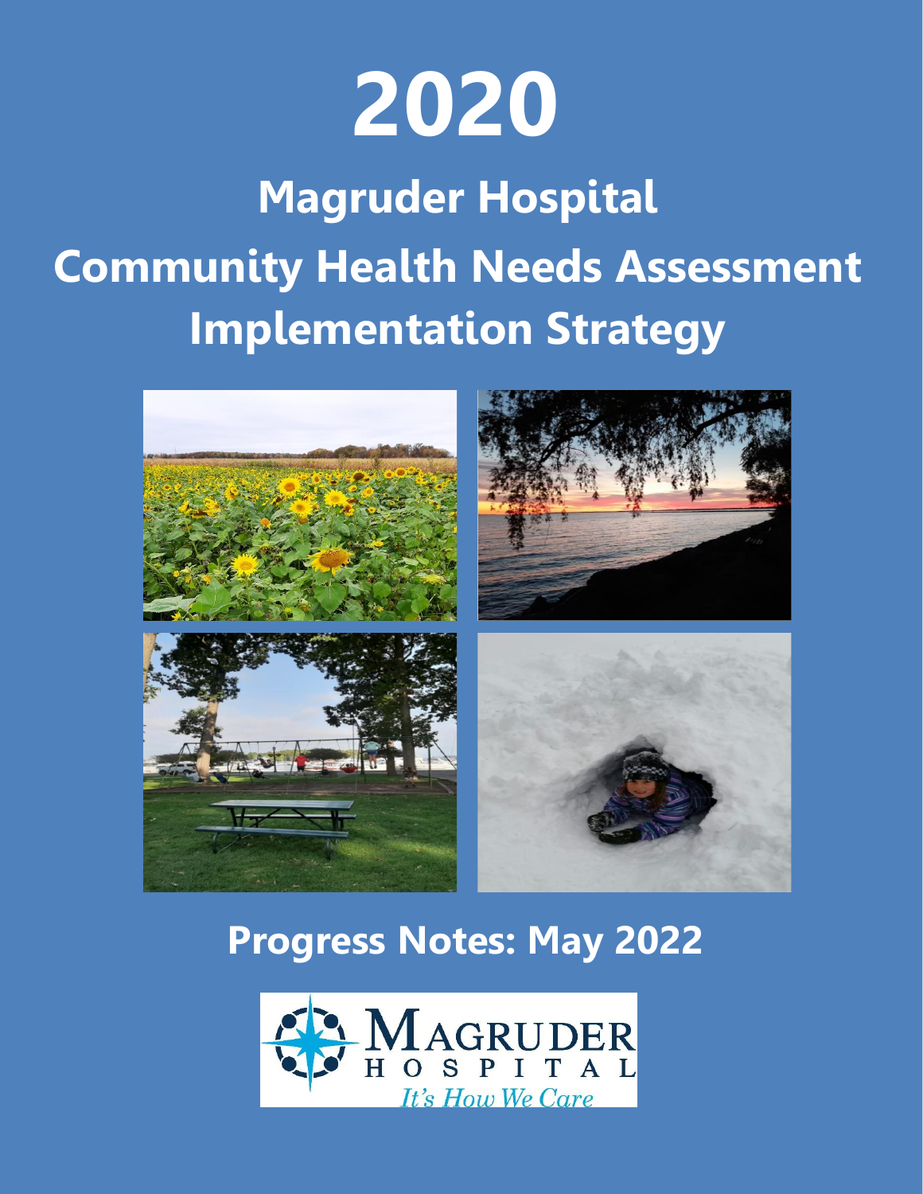# 2020

## Magruder Hospital

## Community Health Needs Assessment Implementation Strategy

## Progress Notes: May 2022

MAGRUDER HOSPITAL

*It's How We Care*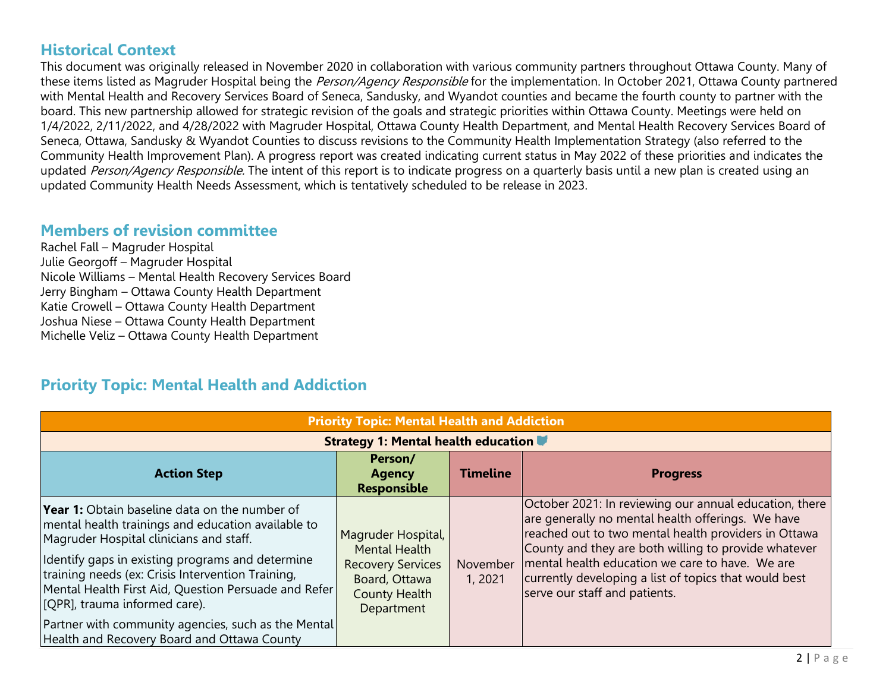## Historical Context

This document was originally released in November 2020 in collaboration with various community partners throughout Ottawa County. Many of these items listed as Magruder Hospital being the *Person/Agency Responsible* for the implementation. In October 2021, Ottawa County partnered with Mental Health and Recovery Services Board of Seneca, Sandusky, and Wyandot counties and became the fourth county to partner with the board. This new partnership allowed for strategic revision of the goals and strategic priorities within Ottawa County. Meetings were held on 1/4/2022, 2/11/2022, and 4/28/2022 with Magruder Hospital, Ottawa County Health Department, and Mental Health Recovery Services Board of Seneca, Ottawa, Sandusky & Wyandot Counties to discuss revisions to the Community Health Implementation Strategy (also referred to the Community Health Improvement Plan). A progress report was created indicating current status in May 2022 of these priorities and indicates the updated *Person/Agency Responsible*. The intent of this report is to indicate progress on a quarterly basis until a new plan is created using an updated Community Health Needs Assessment, which is tentatively scheduled to be release in 2023.

## Members of revision committee

Rachel Fall – Magruder Hospital
Julie Georgoff – Magruder Hospital
Nicole Williams – Mental Health Recovery Services Board
Jerry Bingham – Ottawa County Health Department
Katie Crowell – Ottawa County Health Department
Joshua Niese – Ottawa County Health Department
Michelle Veliz – Ottawa County Health Department

## Priority Topic: Mental Health and Addiction

| Priority Topic: Mental Health and Addiction | | | |
|---|---|---|---|
| **Strategy 1: Mental health education** | | | |
| **Action Step** | **Person/ Agency Responsible** | **Timeline** | **Progress** |
| **Year 1:** Obtain baseline data on the number of mental health trainings and education available to Magruder Hospital clinicians and staff.<br><br>Identify gaps in existing programs and determine training needs (ex: Crisis Intervention Training, Mental Health First Aid, Question Persuade and Refer [QPR], trauma informed care).<br><br>Partner with community agencies, such as the Mental Health and Recovery Board and Ottawa County | Magruder Hospital, Mental Health Recovery Services Board, Ottawa County Health Department | November 1, 2021 | October 2021: In reviewing our annual education, there are generally no mental health offerings. We have reached out to two mental health providers in Ottawa County and they are both willing to provide whatever mental health education we care to have. We are currently developing a list of topics that would best serve our staff and patients. |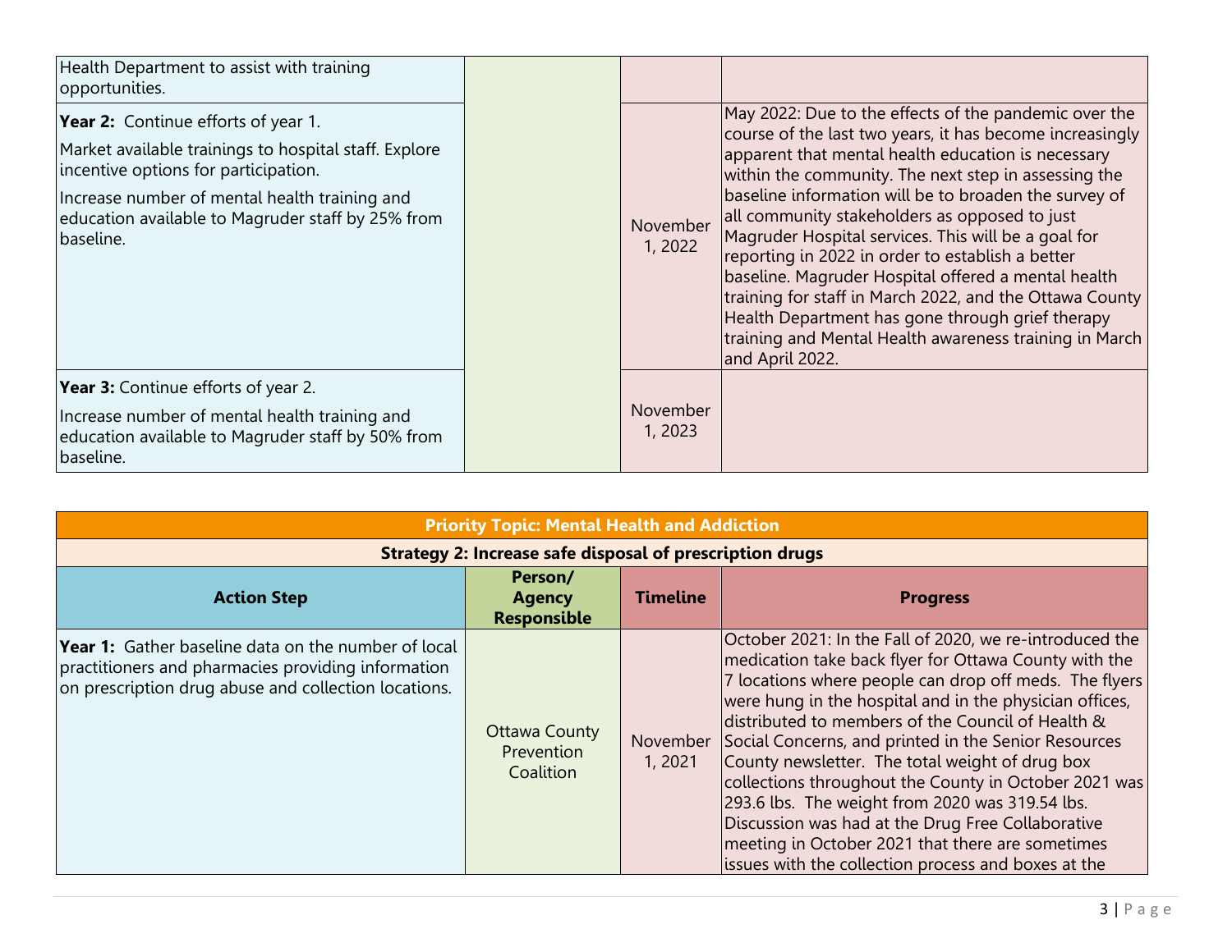| Action Step | Person/ Agency Responsible | Timeline | Progress |
|---|---|---|---|
| Health Department to assist with training opportunities. | | | |
| **Year 2:** Continue efforts of year 1. Market available trainings to hospital staff. Explore incentive options for participation. Increase number of mental health training and education available to Magruder staff by 25% from baseline. | | November 1, 2022 | May 2022: Due to the effects of the pandemic over the course of the last two years, it has become increasingly apparent that mental health education is necessary within the community. The next step in assessing the baseline information will be to broaden the survey of all community stakeholders as opposed to just Magruder Hospital services. This will be a goal for reporting in 2022 in order to establish a better baseline. Magruder Hospital offered a mental health training for staff in March 2022, and the Ottawa County Health Department has gone through grief therapy training and Mental Health awareness training in March and April 2022. |
| **Year 3:** Continue efforts of year 2. Increase number of mental health training and education available to Magruder staff by 50% from baseline. | | November 1, 2023 | |

**Priority Topic: Mental Health and Addiction**

**Strategy 2: Increase safe disposal of prescription drugs**

| Action Step | Person/ Agency Responsible | Timeline | Progress |
|---|---|---|---|
| **Year 1:** Gather baseline data on the number of local practitioners and pharmacies providing information on prescription drug abuse and collection locations. | Ottawa County Prevention Coalition | November 1, 2021 | October 2021: In the Fall of 2020, we re-introduced the medication take back flyer for Ottawa County with the 7 locations where people can drop off meds. The flyers were hung in the hospital and in the physician offices, distributed to members of the Council of Health & Social Concerns, and printed in the Senior Resources County newsletter. The total weight of drug box collections throughout the County in October 2021 was 293.6 lbs. The weight from 2020 was 319.54 lbs. Discussion was had at the Drug Free Collaborative meeting in October 2021 that there are sometimes issues with the collection process and boxes at the |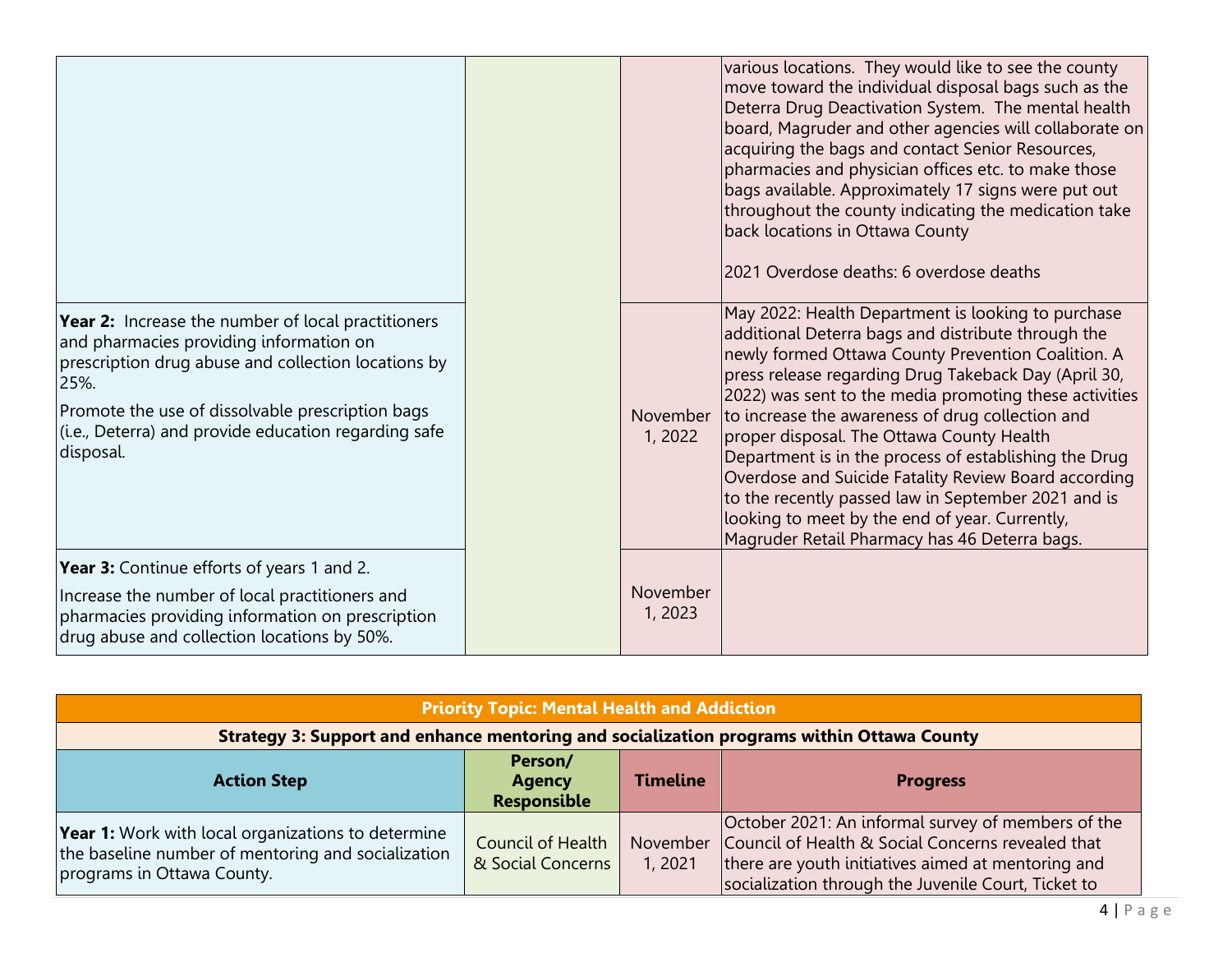| Action Step | Person/ Agency Responsible | Timeline | Progress |
|---|---|---|---|
| | | | various locations. They would like to see the county move toward the individual disposal bags such as the Deterra Drug Deactivation System. The mental health board, Magruder and other agencies will collaborate on acquiring the bags and contact Senior Resources, pharmacies and physician offices etc. to make those bags available. Approximately 17 signs were put out throughout the county indicating the medication take back locations in Ottawa County<br><br>2021 Overdose deaths: 6 overdose deaths |
| **Year 2:** Increase the number of local practitioners and pharmacies providing information on prescription drug abuse and collection locations by 25%.<br><br>Promote the use of dissolvable prescription bags (i.e., Deterra) and provide education regarding safe disposal. | | November 1, 2022 | May 2022: Health Department is looking to purchase additional Deterra bags and distribute through the newly formed Ottawa County Prevention Coalition. A press release regarding Drug Takeback Day (April 30, 2022) was sent to the media promoting these activities to increase the awareness of drug collection and proper disposal. The Ottawa County Health Department is in the process of establishing the Drug Overdose and Suicide Fatality Review Board according to the recently passed law in September 2021 and is looking to meet by the end of year. Currently, Magruder Retail Pharmacy has 46 Deterra bags. |
| **Year 3:** Continue efforts of years 1 and 2.<br><br>Increase the number of local practitioners and pharmacies providing information on prescription drug abuse and collection locations by 50%. | | November 1, 2023 | |

| **Priority Topic: Mental Health and Addiction** | | | |
|---|---|---|---|
| **Strategy 3: Support and enhance mentoring and socialization programs within Ottawa County** | | | |
| **Action Step** | **Person/ Agency Responsible** | **Timeline** | **Progress** |
| **Year 1:** Work with local organizations to determine the baseline number of mentoring and socialization programs in Ottawa County. | Council of Health & Social Concerns | November 1, 2021 | October 2021: An informal survey of members of the Council of Health & Social Concerns revealed that there are youth initiatives aimed at mentoring and socialization through the Juvenile Court, Ticket to |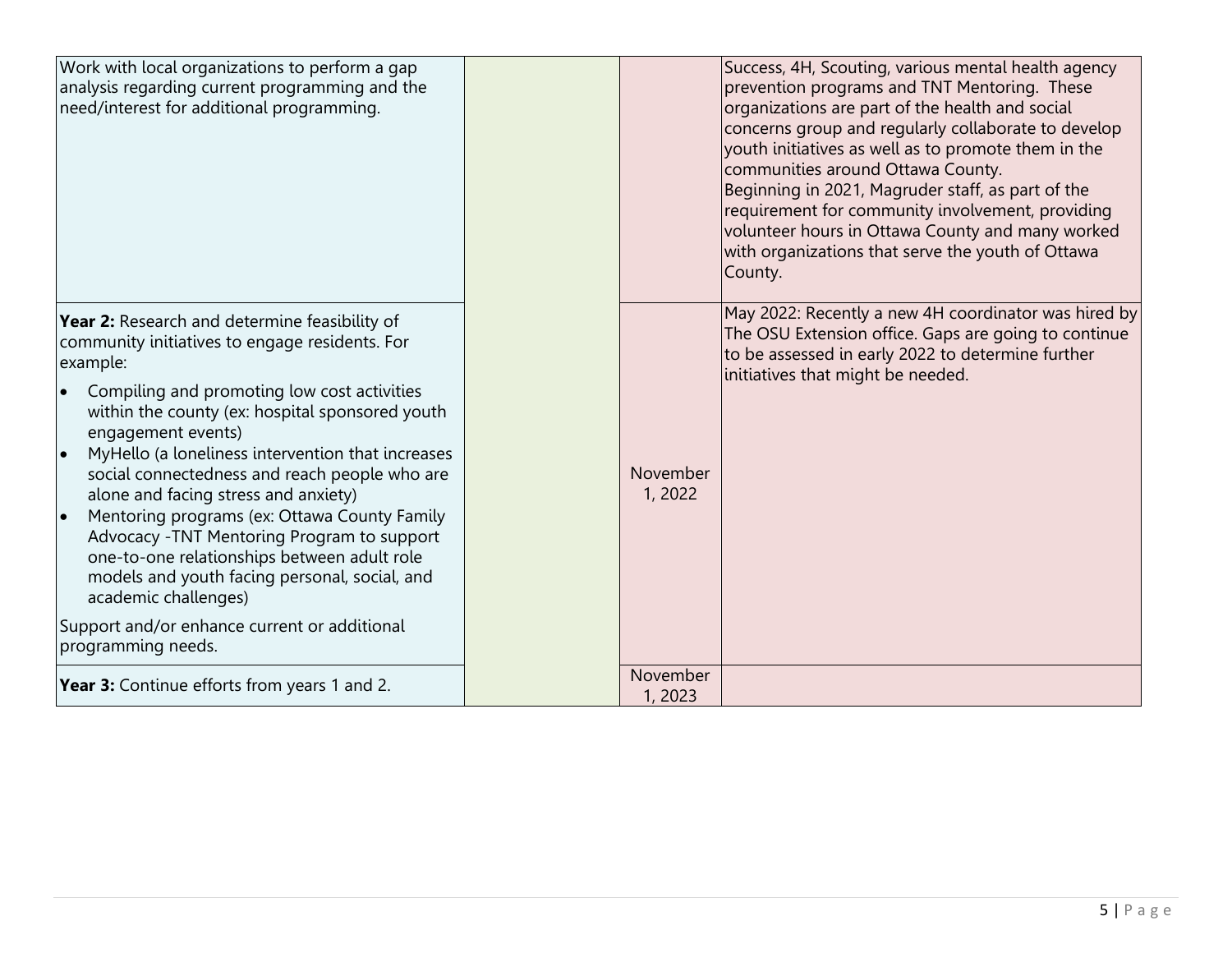| | | | |
|---|---|---|---|
| Work with local organizations to perform a gap analysis regarding current programming and the need/interest for additional programming. | | | Success, 4H, Scouting, various mental health agency prevention programs and TNT Mentoring. These organizations are part of the health and social concerns group and regularly collaborate to develop youth initiatives as well as to promote them in the communities around Ottawa County.<br>Beginning in 2021, Magruder staff, as part of the requirement for community involvement, providing volunteer hours in Ottawa County and many worked with organizations that serve the youth of Ottawa County. |
| **Year 2:** Research and determine feasibility of community initiatives to engage residents. For example:<br>• Compiling and promoting low cost activities within the county (ex: hospital sponsored youth engagement events)<br>• MyHello (a loneliness intervention that increases social connectedness and reach people who are alone and facing stress and anxiety)<br>• Mentoring programs (ex: Ottawa County Family Advocacy -TNT Mentoring Program to support one-to-one relationships between adult role models and youth facing personal, social, and academic challenges)<br>Support and/or enhance current or additional programming needs. | | November 1, 2022 | May 2022: Recently a new 4H coordinator was hired by The OSU Extension office. Gaps are going to continue to be assessed in early 2022 to determine further initiatives that might be needed. |
| **Year 3:** Continue efforts from years 1 and 2. | | November 1, 2023 | |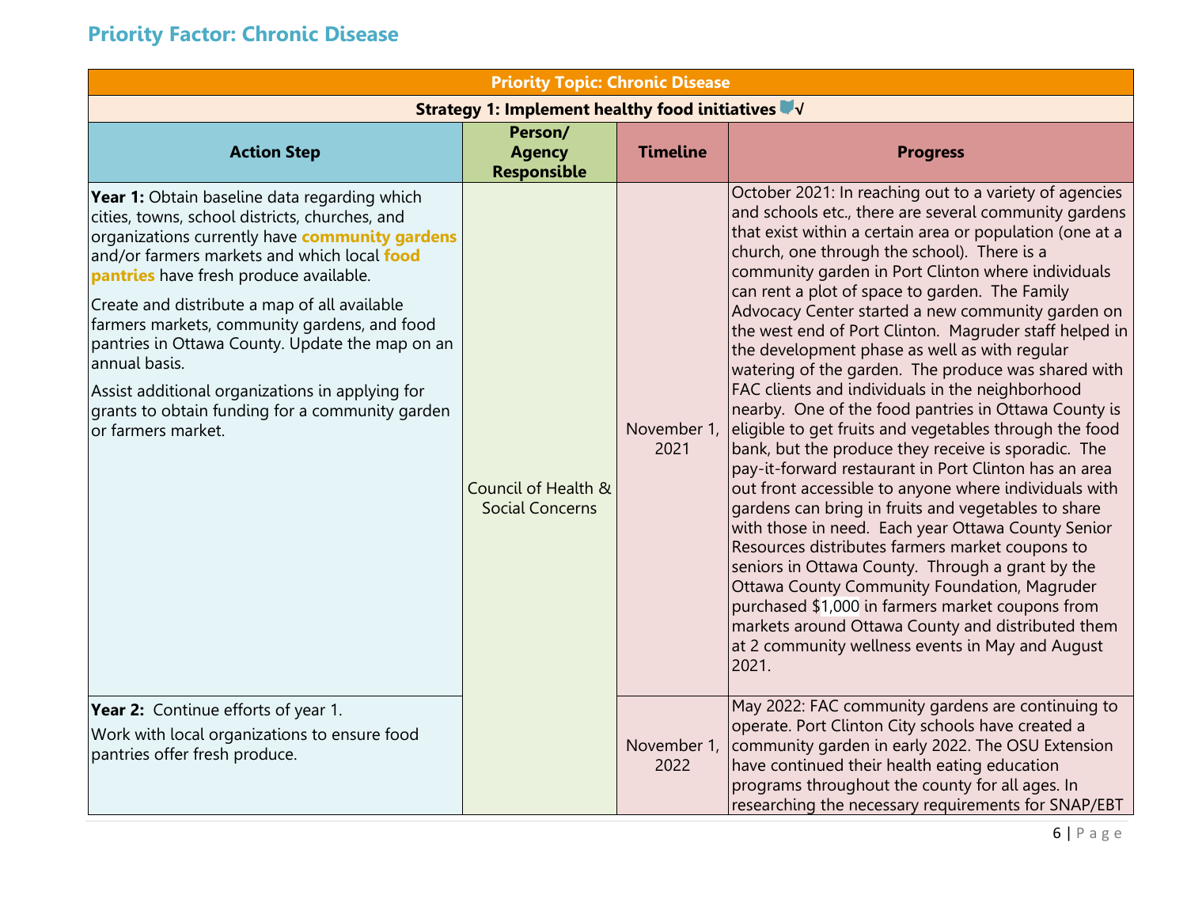## Priority Factor: Chronic Disease

| Priority Topic: Chronic Disease | | | |
|---|---|---|---|
| **Strategy 1: Implement healthy food initiatives √** | | | |
| **Action Step** | **Person/ Agency Responsible** | **Timeline** | **Progress** |
| **Year 1:** Obtain baseline data regarding which cities, towns, school districts, churches, and organizations currently have **community gardens** and/or farmers markets and which local **food pantries** have fresh produce available.<br><br>Create and distribute a map of all available farmers markets, community gardens, and food pantries in Ottawa County. Update the map on an annual basis.<br><br>Assist additional organizations in applying for grants to obtain funding for a community garden or farmers market. | Council of Health & Social Concerns | November 1, 2021 | October 2021: In reaching out to a variety of agencies and schools etc., there are several community gardens that exist within a certain area or population (one at a church, one through the school). There is a community garden in Port Clinton where individuals can rent a plot of space to garden. The Family Advocacy Center started a new community garden on the west end of Port Clinton. Magruder staff helped in the development phase as well as with regular watering of the garden. The produce was shared with FAC clients and individuals in the neighborhood nearby. One of the food pantries in Ottawa County is eligible to get fruits and vegetables through the food bank, but the produce they receive is sporadic. The pay-it-forward restaurant in Port Clinton has an area out front accessible to anyone where individuals with gardens can bring in fruits and vegetables to share with those in need. Each year Ottawa County Senior Resources distributes farmers market coupons to seniors in Ottawa County. Through a grant by the Ottawa County Community Foundation, Magruder purchased $1,000 in farmers market coupons from markets around Ottawa County and distributed them at 2 community wellness events in May and August 2021. |
| **Year 2:** Continue efforts of year 1.<br><br>Work with local organizations to ensure food pantries offer fresh produce. | | November 1, 2022 | May 2022: FAC community gardens are continuing to operate. Port Clinton City schools have created a community garden in early 2022. The OSU Extension have continued their health eating education programs throughout the county for all ages. In researching the necessary requirements for SNAP/EBT |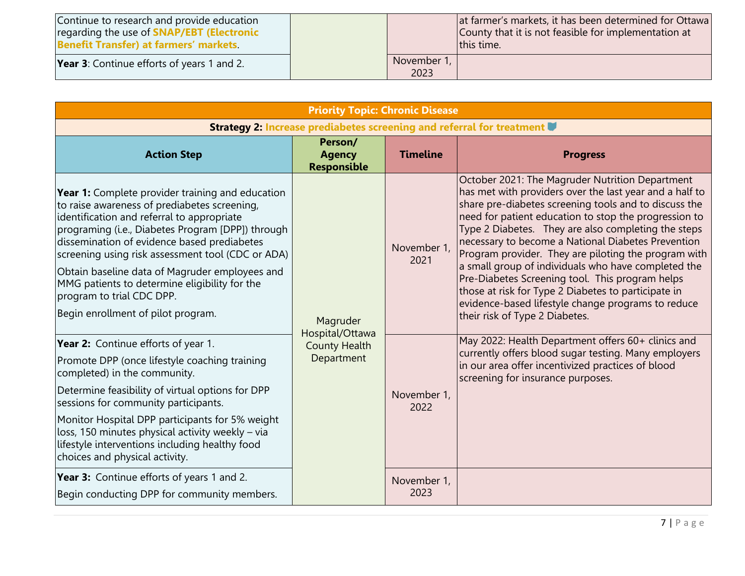| | | | |
|---|---|---|---|
| Continue to research and provide education regarding the use of **SNAP/EBT (Electronic Benefit Transfer) at farmers' markets**. | | | at farmer's markets, it has been determined for Ottawa County that it is not feasible for implementation at this time. |
| **Year 3**: Continue efforts of years 1 and 2. | | November 1, 2023 | |

| **Priority Topic: Chronic Disease** | | | |
|---|---|---|---|
| **Strategy 2: Increase prediabetes screening and referral for treatment** | | | |
| **Action Step** | **Person/ Agency Responsible** | **Timeline** | **Progress** |
| **Year 1:** Complete provider training and education to raise awareness of prediabetes screening, identification and referral to appropriate programing (i.e., Diabetes Program [DPP]) through dissemination of evidence based prediabetes screening using risk assessment tool (CDC or ADA)<br><br>Obtain baseline data of Magruder employees and MMG patients to determine eligibility for the program to trial CDC DPP.<br><br>Begin enrollment of pilot program. | Magruder Hospital/Ottawa County Health Department | November 1, 2021 | October 2021: The Magruder Nutrition Department has met with providers over the last year and a half to share pre-diabetes screening tools and to discuss the need for patient education to stop the progression to Type 2 Diabetes. They are also completing the steps necessary to become a National Diabetes Prevention Program provider. They are piloting the program with a small group of individuals who have completed the Pre-Diabetes Screening tool. This program helps those at risk for Type 2 Diabetes to participate in evidence-based lifestyle change programs to reduce their risk of Type 2 Diabetes. |
| **Year 2:** Continue efforts of year 1.<br><br>Promote DPP (once lifestyle coaching training completed) in the community.<br><br>Determine feasibility of virtual options for DPP sessions for community participants.<br><br>Monitor Hospital DPP participants for 5% weight loss, 150 minutes physical activity weekly – via lifestyle interventions including healthy food choices and physical activity. | | November 1, 2022 | May 2022: Health Department offers 60+ clinics and currently offers blood sugar testing. Many employers in our area offer incentivized practices of blood screening for insurance purposes. |
| **Year 3:** Continue efforts of years 1 and 2.<br><br>Begin conducting DPP for community members. | | November 1, 2023 | |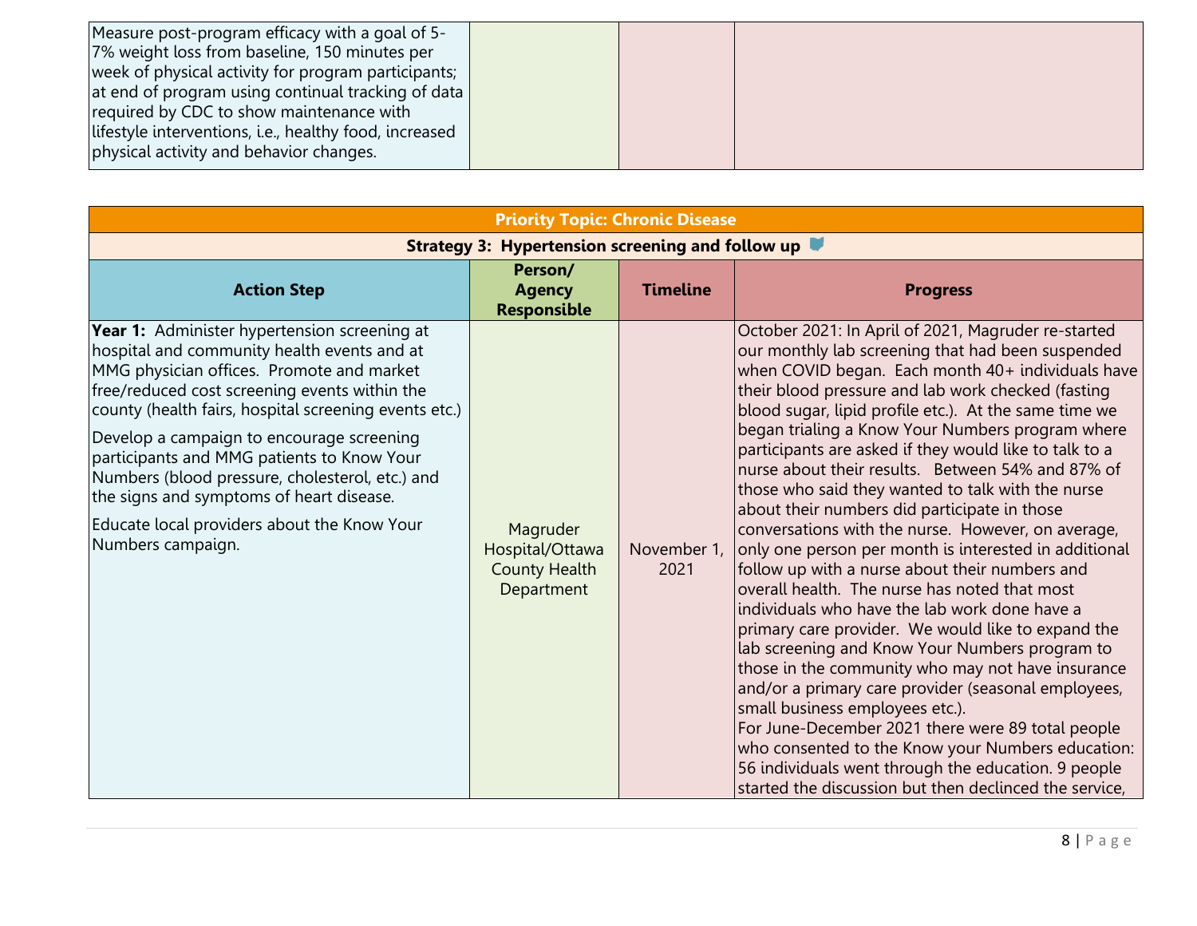| | | | |
|---|---|---|---|
| Measure post-program efficacy with a goal of 5-7% weight loss from baseline, 150 minutes per week of physical activity for program participants; at end of program using continual tracking of data required by CDC to show maintenance with lifestyle interventions, i.e., healthy food, increased physical activity and behavior changes. | | | |

| Priority Topic: Chronic Disease | | | |
|---|---|---|---|
| **Strategy 3: Hypertension screening and follow up** | | | |
| **Action Step** | **Person/ Agency Responsible** | **Timeline** | **Progress** |
| **Year 1:** Administer hypertension screening at hospital and community health events and at MMG physician offices. Promote and market free/reduced cost screening events within the county (health fairs, hospital screening events etc.)<br><br>Develop a campaign to encourage screening participants and MMG patients to Know Your Numbers (blood pressure, cholesterol, etc.) and the signs and symptoms of heart disease.<br><br>Educate local providers about the Know Your Numbers campaign. | Magruder Hospital/Ottawa County Health Department | November 1, 2021 | October 2021: In April of 2021, Magruder re-started our monthly lab screening that had been suspended when COVID began. Each month 40+ individuals have their blood pressure and lab work checked (fasting blood sugar, lipid profile etc.). At the same time we began trialing a Know Your Numbers program where participants are asked if they would like to talk to a nurse about their results. Between 54% and 87% of those who said they wanted to talk with the nurse about their numbers did participate in those conversations with the nurse. However, on average, only one person per month is interested in additional follow up with a nurse about their numbers and overall health. The nurse has noted that most individuals who have the lab work done have a primary care provider. We would like to expand the lab screening and Know Your Numbers program to those in the community who may not have insurance and/or a primary care provider (seasonal employees, small business employees etc.).<br>For June-December 2021 there were 89 total people who consented to the Know your Numbers education: 56 individuals went through the education. 9 people started the discussion but then declinced the service, |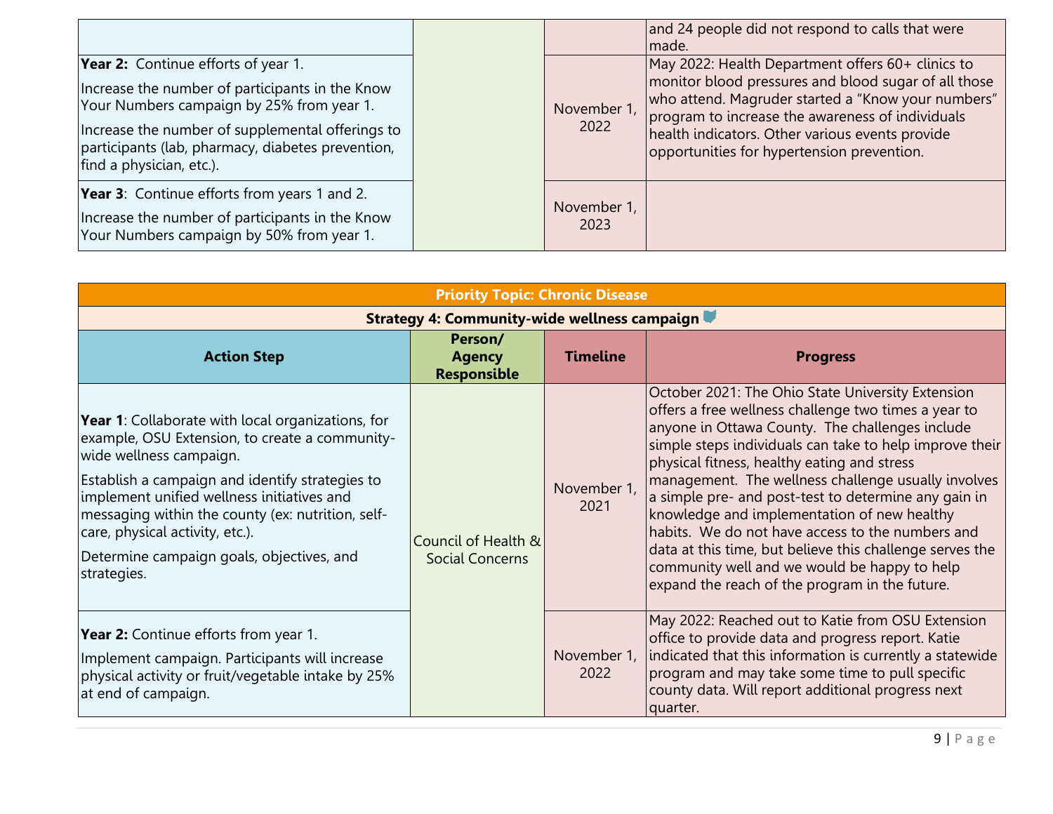| | | | |
|---|---|---|---|
| | | | and 24 people did not respond to calls that were made. |
| **Year 2:** Continue efforts of year 1.<br>Increase the number of participants in the Know Your Numbers campaign by 25% from year 1.<br>Increase the number of supplemental offerings to participants (lab, pharmacy, diabetes prevention, find a physician, etc.). | | November 1, 2022 | May 2022: Health Department offers 60+ clinics to monitor blood pressures and blood sugar of all those who attend. Magruder started a "Know your numbers" program to increase the awareness of individuals health indicators. Other various events provide opportunities for hypertension prevention. |
| **Year 3**: Continue efforts from years 1 and 2.<br>Increase the number of participants in the Know Your Numbers campaign by 50% from year 1. | | November 1, 2023 | |

| Priority Topic: Chronic Disease | | | |
|---|---|---|---|
| **Strategy 4: Community-wide wellness campaign** | | | |
| **Action Step** | **Person/ Agency Responsible** | **Timeline** | **Progress** |
| **Year 1**: Collaborate with local organizations, for example, OSU Extension, to create a community-wide wellness campaign.<br>Establish a campaign and identify strategies to implement unified wellness initiatives and messaging within the county (ex: nutrition, self-care, physical activity, etc.).<br>Determine campaign goals, objectives, and strategies. | Council of Health & Social Concerns | November 1, 2021 | October 2021: The Ohio State University Extension offers a free wellness challenge two times a year to anyone in Ottawa County. The challenges include simple steps individuals can take to help improve their physical fitness, healthy eating and stress management. The wellness challenge usually involves a simple pre- and post-test to determine any gain in knowledge and implementation of new healthy habits. We do not have access to the numbers and data at this time, but believe this challenge serves the community well and we would be happy to help expand the reach of the program in the future. |
| **Year 2:** Continue efforts from year 1.<br>Implement campaign. Participants will increase physical activity or fruit/vegetable intake by 25% at end of campaign. | | November 1, 2022 | May 2022: Reached out to Katie from OSU Extension office to provide data and progress report. Katie indicated that this information is currently a statewide program and may take some time to pull specific county data. Will report additional progress next quarter. |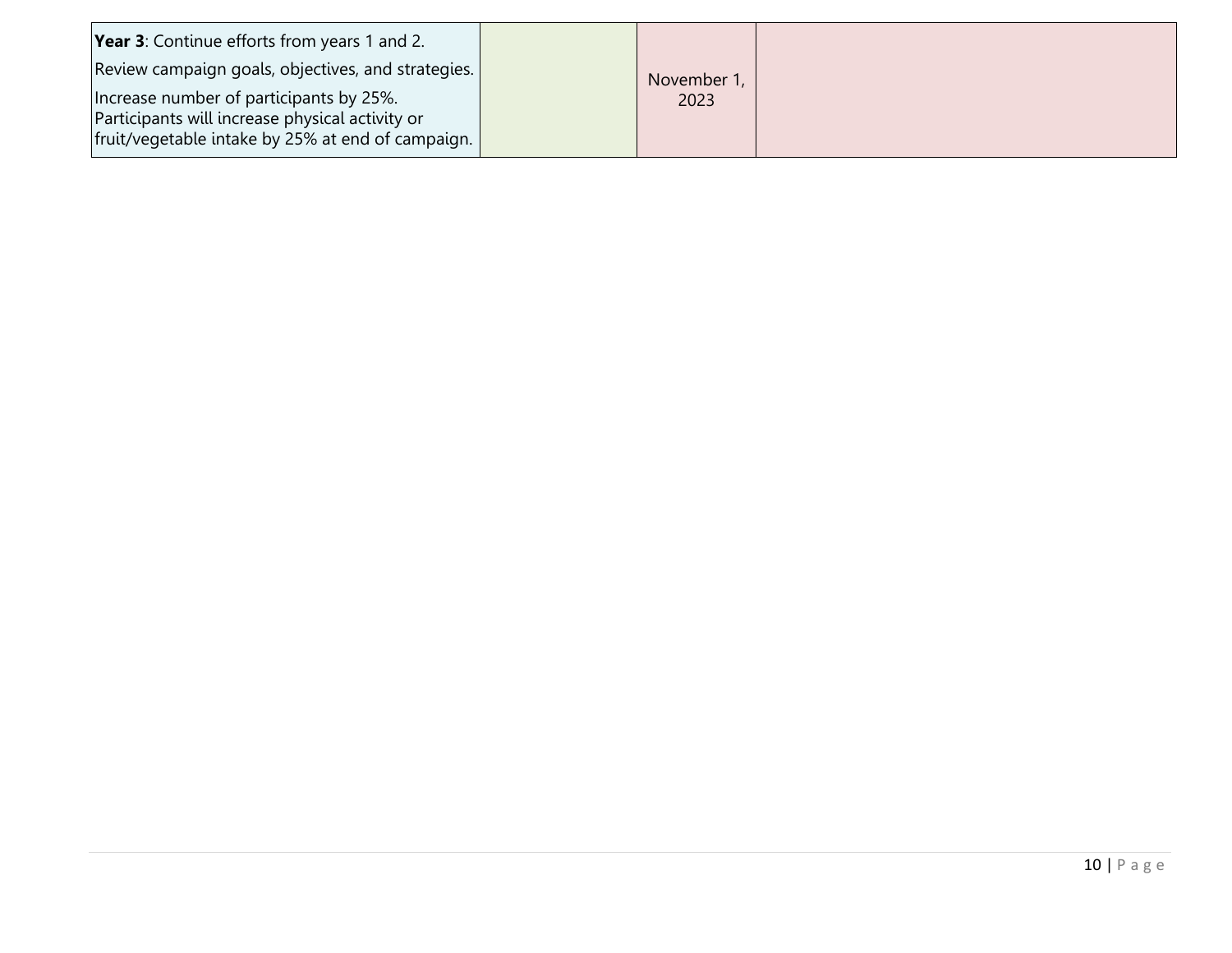| | | | |
|---|---|---|---|
| **Year 3**: Continue efforts from years 1 and 2.<br>Review campaign goals, objectives, and strategies.<br>Increase number of participants by 25%. Participants will increase physical activity or fruit/vegetable intake by 25% at end of campaign. | | November 1, 2023 | |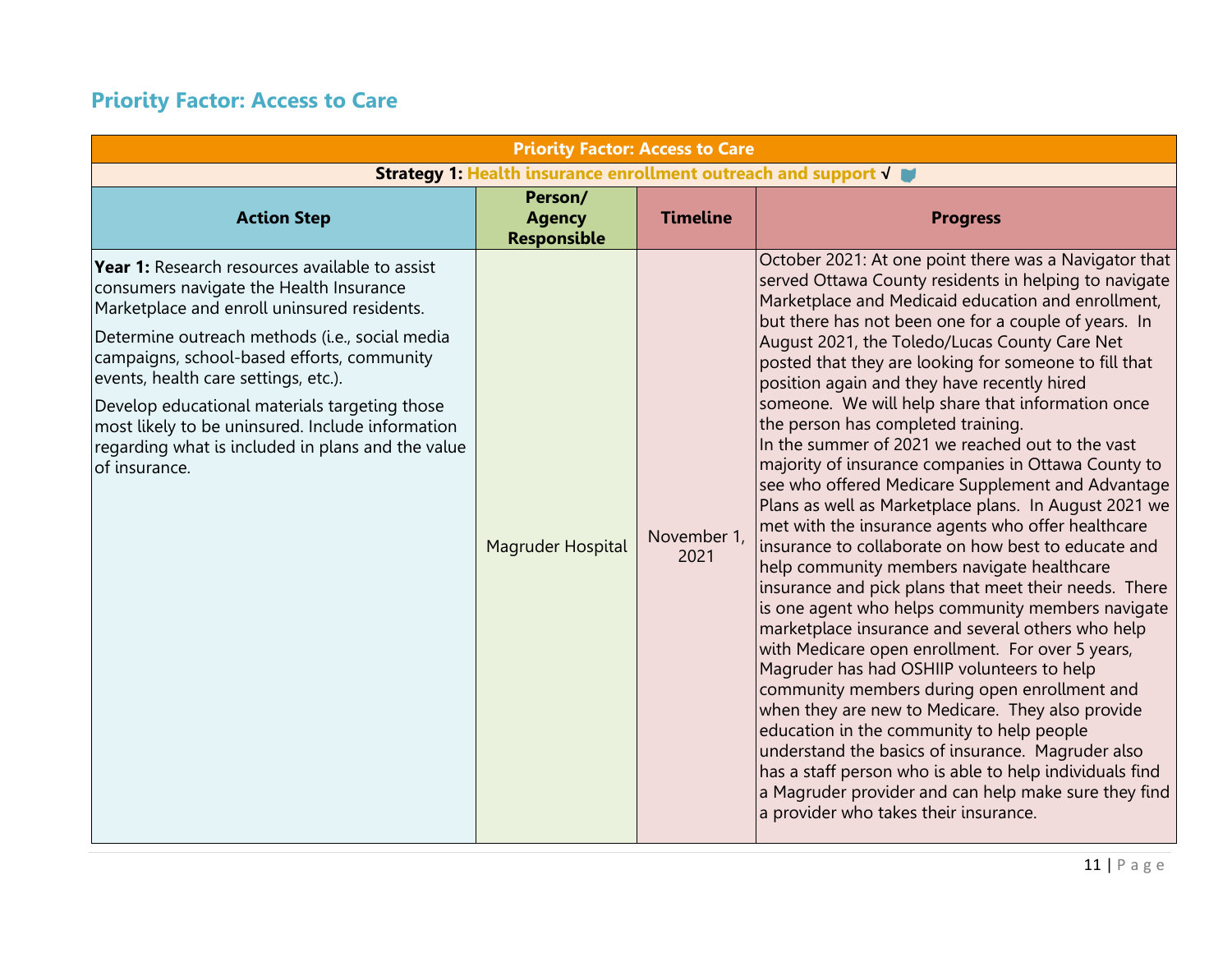## Priority Factor: Access to Care

| Priority Factor: Access to Care | | | |
|---|---|---|---|
| **Strategy 1: Health insurance enrollment outreach and support √** | | | |
| **Action Step** | **Person/ Agency Responsible** | **Timeline** | **Progress** |
| **Year 1:** Research resources available to assist consumers navigate the Health Insurance Marketplace and enroll uninsured residents.<br><br>Determine outreach methods (i.e., social media campaigns, school-based efforts, community events, health care settings, etc.).<br><br>Develop educational materials targeting those most likely to be uninsured. Include information regarding what is included in plans and the value of insurance. | Magruder Hospital | November 1, 2021 | October 2021: At one point there was a Navigator that served Ottawa County residents in helping to navigate Marketplace and Medicaid education and enrollment, but there has not been one for a couple of years. In August 2021, the Toledo/Lucas County Care Net posted that they are looking for someone to fill that position again and they have recently hired someone. We will help share that information once the person has completed training.<br>In the summer of 2021 we reached out to the vast majority of insurance companies in Ottawa County to see who offered Medicare Supplement and Advantage Plans as well as Marketplace plans. In August 2021 we met with the insurance agents who offer healthcare insurance to collaborate on how best to educate and help community members navigate healthcare insurance and pick plans that meet their needs. There is one agent who helps community members navigate marketplace insurance and several others who help with Medicare open enrollment. For over 5 years, Magruder has had OSHIIP volunteers to help community members during open enrollment and when they are new to Medicare. They also provide education in the community to help people understand the basics of insurance. Magruder also has a staff person who is able to help individuals find a Magruder provider and can help make sure they find a provider who takes their insurance. |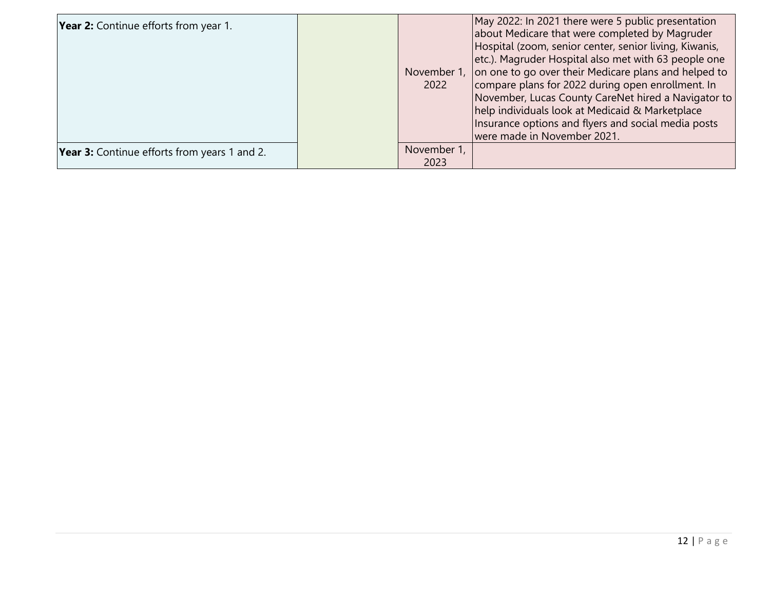| | | | |
|---|---|---|---|
| **Year 2:** Continue efforts from year 1. | | November 1, 2022 | May 2022: In 2021 there were 5 public presentation about Medicare that were completed by Magruder Hospital (zoom, senior center, senior living, Kiwanis, etc.). Magruder Hospital also met with 63 people one on one to go over their Medicare plans and helped to compare plans for 2022 during open enrollment. In November, Lucas County CareNet hired a Navigator to help individuals look at Medicaid & Marketplace Insurance options and flyers and social media posts were made in November 2021. |
| **Year 3:** Continue efforts from years 1 and 2. | | November 1, 2023 | |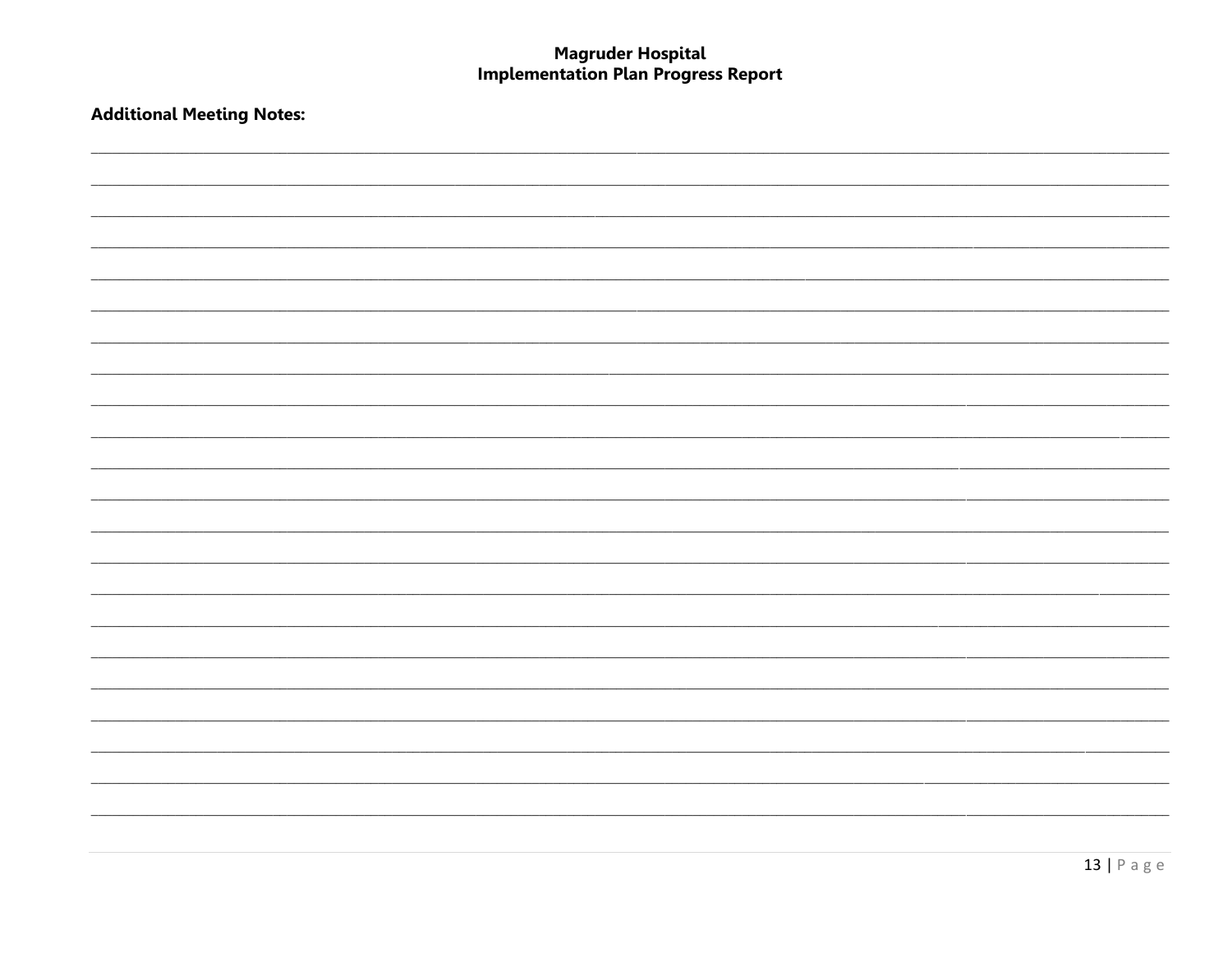**Additional Meeting Notes:**

_______________________________________________________________________________________________________________

_______________________________________________________________________________________________________________

_______________________________________________________________________________________________________________

_______________________________________________________________________________________________________________

_______________________________________________________________________________________________________________

_______________________________________________________________________________________________________________

_______________________________________________________________________________________________________________

_______________________________________________________________________________________________________________

_______________________________________________________________________________________________________________

_______________________________________________________________________________________________________________

_______________________________________________________________________________________________________________

_______________________________________________________________________________________________________________

_______________________________________________________________________________________________________________

_______________________________________________________________________________________________________________

_______________________________________________________________________________________________________________

_______________________________________________________________________________________________________________

_______________________________________________________________________________________________________________

_______________________________________________________________________________________________________________

_______________________________________________________________________________________________________________

_______________________________________________________________________________________________________________

_______________________________________________________________________________________________________________

_______________________________________________________________________________________________________________